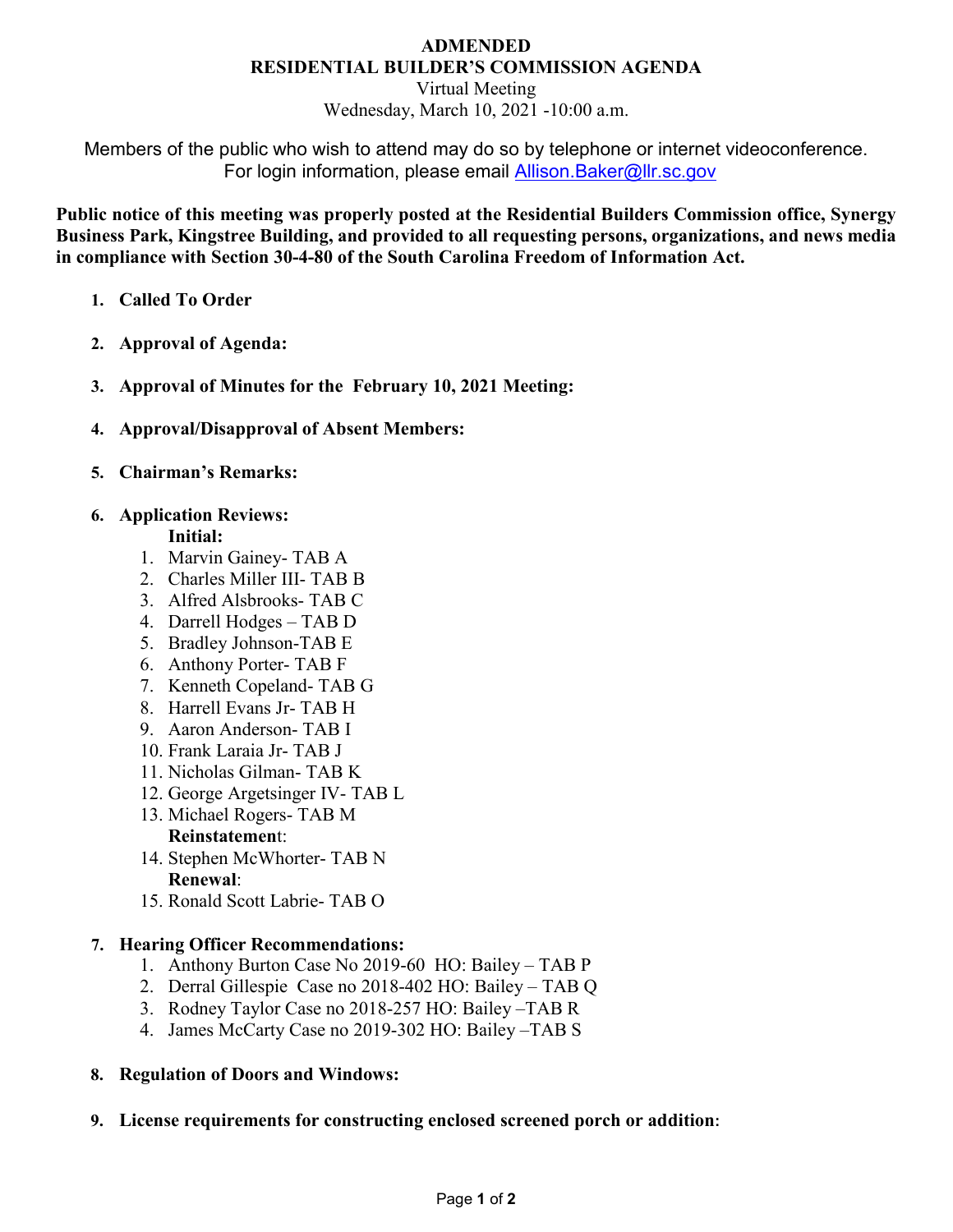# ADMENDED
# RESIDENTIAL BUILDER'S COMMISSION AGENDA

Virtual Meeting
Wednesday, March 10, 2021 -10:00 a.m.

Members of the public who wish to attend may do so by telephone or internet videoconference.
For login information, please email Allison.Baker@llr.sc.gov

**Public notice of this meeting was properly posted at the Residential Builders Commission office, Synergy Business Park, Kingstree Building, and provided to all requesting persons, organizations, and news media in compliance with Section 30-4-80 of the South Carolina Freedom of Information Act.**

1. **Called To Order**

2. **Approval of Agenda:**

3. **Approval of Minutes for the February 10, 2021 Meeting:**

4. **Approval/Disapproval of Absent Members:**

5. **Chairman's Remarks:**

6. **Application Reviews:**

   **Initial:**
   1. Marvin Gainey- TAB A
   2. Charles Miller III- TAB B
   3. Alfred Alsbrooks- TAB C
   4. Darrell Hodges – TAB D
   5. Bradley Johnson-TAB E
   6. Anthony Porter- TAB F
   7. Kenneth Copeland- TAB G
   8. Harrell Evans Jr- TAB H
   9. Aaron Anderson- TAB I
   10. Frank Laraia Jr- TAB J
   11. Nicholas Gilman- TAB K
   12. George Argetsinger IV- TAB L
   13. Michael Rogers- TAB M

   **Reinstatement**:

   14. Stephen McWhorter- TAB N

   **Renewal**:

   15. Ronald Scott Labrie- TAB O

7. **Hearing Officer Recommendations:**
   1. Anthony Burton Case No 2019-60 HO: Bailey – TAB P
   2. Derral Gillespie Case no 2018-402 HO: Bailey – TAB Q
   3. Rodney Taylor Case no 2018-257 HO: Bailey –TAB R
   4. James McCarty Case no 2019-302 HO: Bailey –TAB S

8. **Regulation of Doors and Windows:**

9. **License requirements for constructing enclosed screened porch or addition**: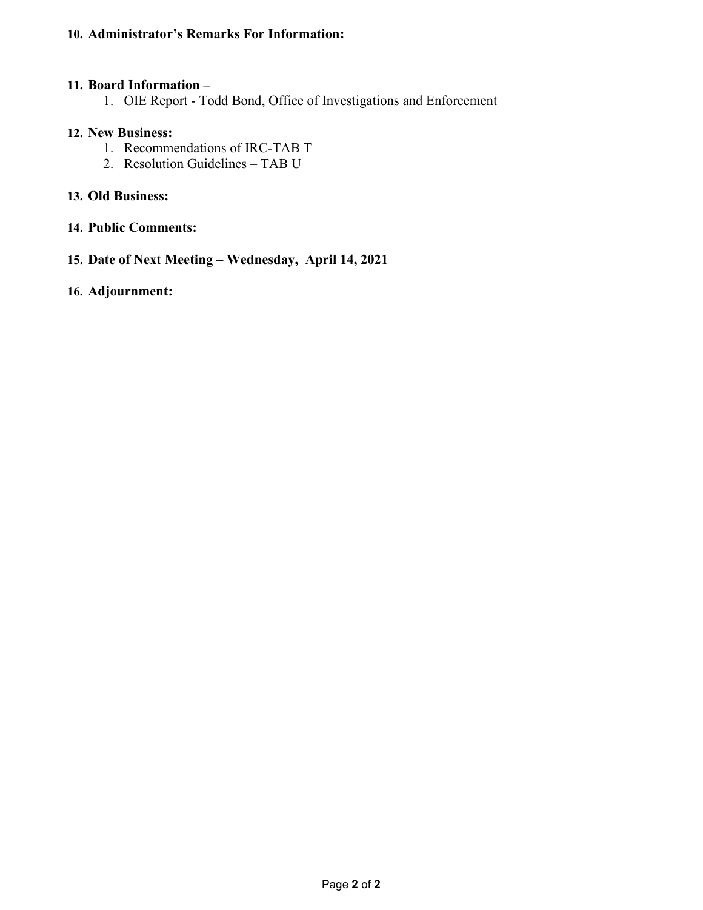**10. Administrator's Remarks For Information:**

**11. Board Information –**

1. OIE Report - Todd Bond, Office of Investigations and Enforcement

**12. New Business:**

1. Recommendations of IRC-TAB T
2. Resolution Guidelines – TAB U

**13. Old Business:**

**14. Public Comments:**

**15. Date of Next Meeting – Wednesday, April 14, 2021**

**16. Adjournment:**